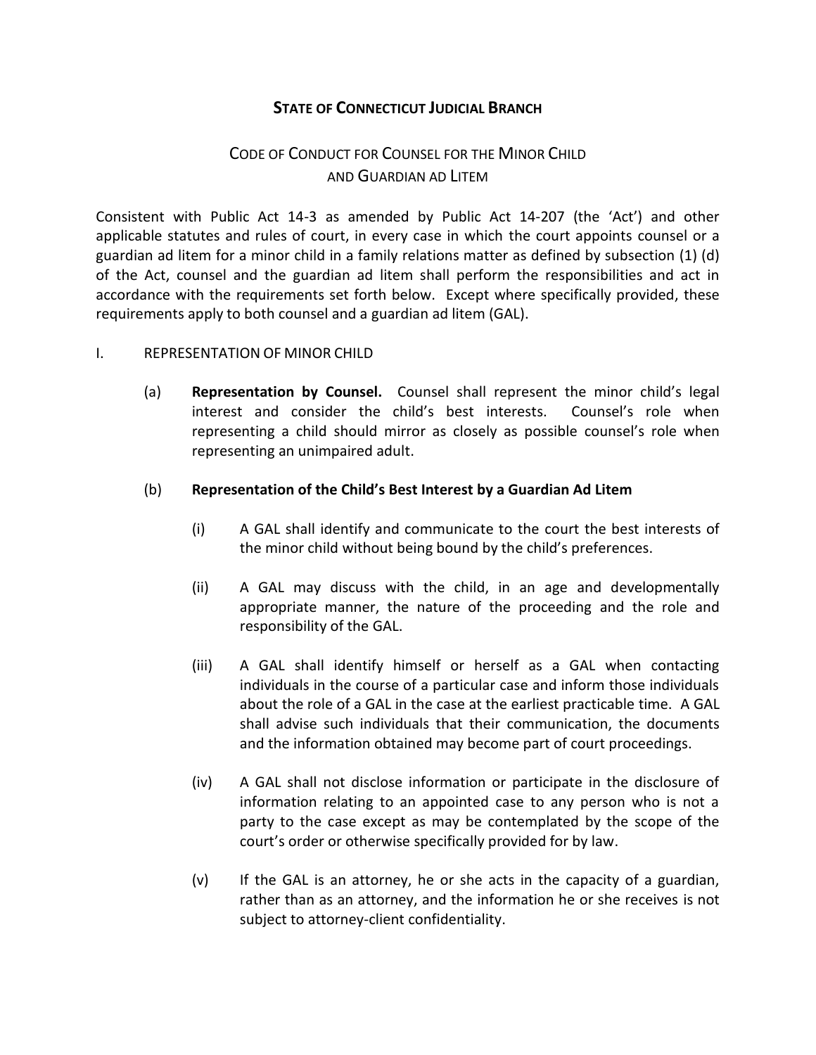# STATE OF CONNECTICUT JUDICIAL BRANCH

## CODE OF CONDUCT FOR COUNSEL FOR THE MINOR CHILD AND GUARDIAN AD LITEM

Consistent with Public Act 14-3 as amended by Public Act 14-207 (the 'Act') and other applicable statutes and rules of court, in every case in which the court appoints counsel or a guardian ad litem for a minor child in a family relations matter as defined by subsection (1) (d) of the Act, counsel and the guardian ad litem shall perform the responsibilities and act in accordance with the requirements set forth below. Except where specifically provided, these requirements apply to both counsel and a guardian ad litem (GAL).

I. REPRESENTATION OF MINOR CHILD

(a) **Representation by Counsel.** Counsel shall represent the minor child's legal interest and consider the child's best interests. Counsel's role when representing a child should mirror as closely as possible counsel's role when representing an unimpaired adult.

(b) **Representation of the Child's Best Interest by a Guardian Ad Litem**

(i) A GAL shall identify and communicate to the court the best interests of the minor child without being bound by the child's preferences.

(ii) A GAL may discuss with the child, in an age and developmentally appropriate manner, the nature of the proceeding and the role and responsibility of the GAL.

(iii) A GAL shall identify himself or herself as a GAL when contacting individuals in the course of a particular case and inform those individuals about the role of a GAL in the case at the earliest practicable time. A GAL shall advise such individuals that their communication, the documents and the information obtained may become part of court proceedings.

(iv) A GAL shall not disclose information or participate in the disclosure of information relating to an appointed case to any person who is not a party to the case except as may be contemplated by the scope of the court's order or otherwise specifically provided for by law.

(v) If the GAL is an attorney, he or she acts in the capacity of a guardian, rather than as an attorney, and the information he or she receives is not subject to attorney-client confidentiality.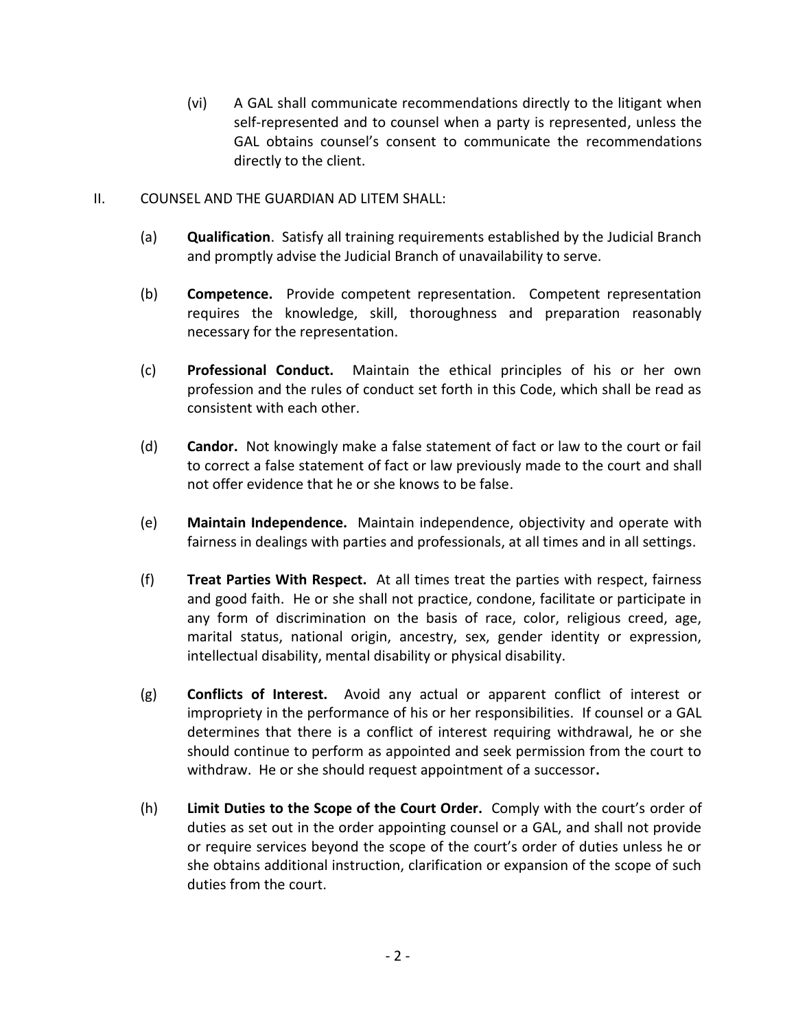(vi) A GAL shall communicate recommendations directly to the litigant when self-represented and to counsel when a party is represented, unless the GAL obtains counsel's consent to communicate the recommendations directly to the client.

II. COUNSEL AND THE GUARDIAN AD LITEM SHALL:

(a) **Qualification**. Satisfy all training requirements established by the Judicial Branch and promptly advise the Judicial Branch of unavailability to serve.

(b) **Competence.** Provide competent representation. Competent representation requires the knowledge, skill, thoroughness and preparation reasonably necessary for the representation.

(c) **Professional Conduct.** Maintain the ethical principles of his or her own profession and the rules of conduct set forth in this Code, which shall be read as consistent with each other.

(d) **Candor.** Not knowingly make a false statement of fact or law to the court or fail to correct a false statement of fact or law previously made to the court and shall not offer evidence that he or she knows to be false.

(e) **Maintain Independence.** Maintain independence, objectivity and operate with fairness in dealings with parties and professionals, at all times and in all settings.

(f) **Treat Parties With Respect.** At all times treat the parties with respect, fairness and good faith. He or she shall not practice, condone, facilitate or participate in any form of discrimination on the basis of race, color, religious creed, age, marital status, national origin, ancestry, sex, gender identity or expression, intellectual disability, mental disability or physical disability.

(g) **Conflicts of Interest.** Avoid any actual or apparent conflict of interest or impropriety in the performance of his or her responsibilities. If counsel or a GAL determines that there is a conflict of interest requiring withdrawal, he or she should continue to perform as appointed and seek permission from the court to withdraw. He or she should request appointment of a successor**.**

(h) **Limit Duties to the Scope of the Court Order.** Comply with the court's order of duties as set out in the order appointing counsel or a GAL, and shall not provide or require services beyond the scope of the court's order of duties unless he or she obtains additional instruction, clarification or expansion of the scope of such duties from the court.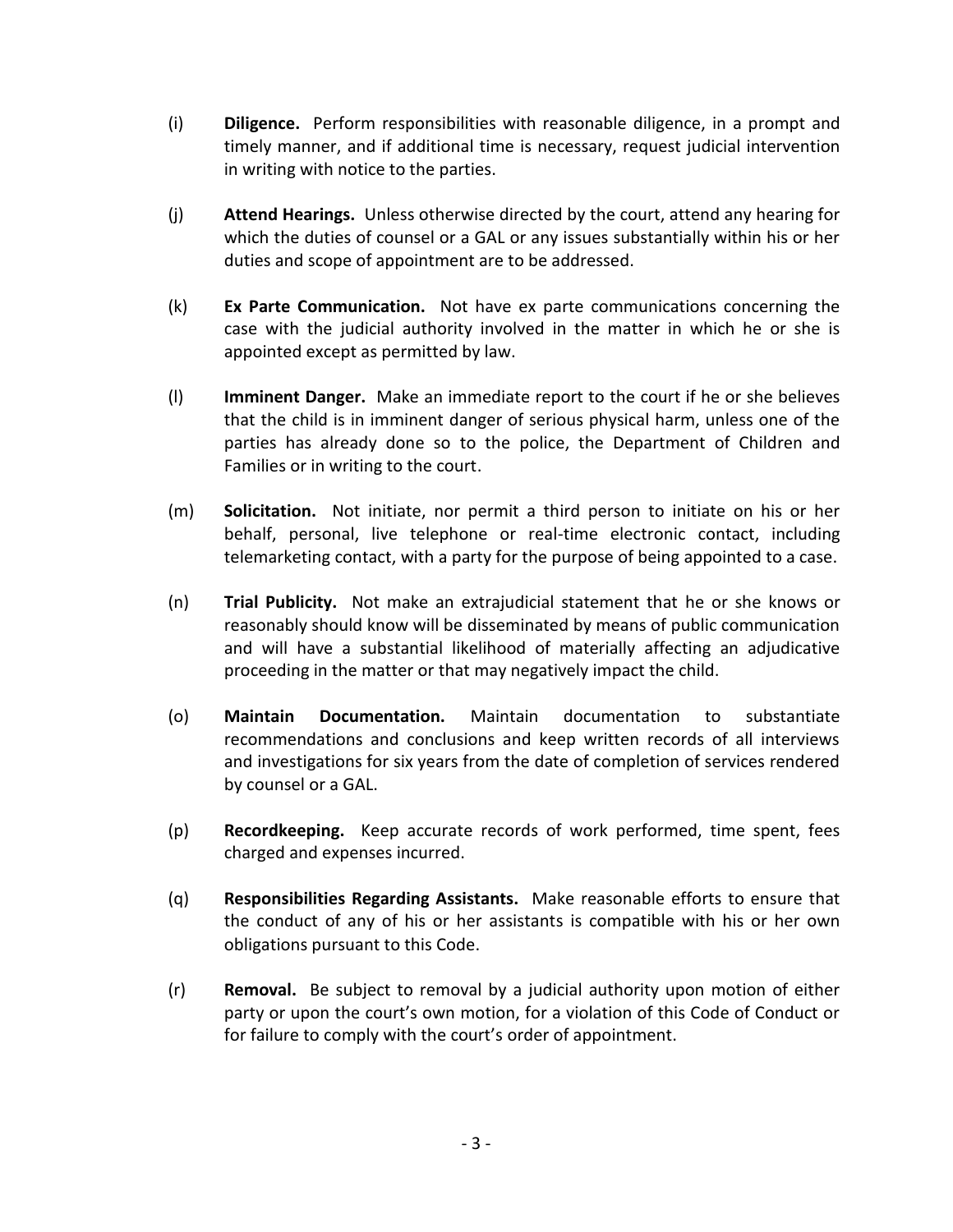(i) **Diligence.** Perform responsibilities with reasonable diligence, in a prompt and timely manner, and if additional time is necessary, request judicial intervention in writing with notice to the parties.

(j) **Attend Hearings.** Unless otherwise directed by the court, attend any hearing for which the duties of counsel or a GAL or any issues substantially within his or her duties and scope of appointment are to be addressed.

(k) **Ex Parte Communication.** Not have ex parte communications concerning the case with the judicial authority involved in the matter in which he or she is appointed except as permitted by law.

(l) **Imminent Danger.** Make an immediate report to the court if he or she believes that the child is in imminent danger of serious physical harm, unless one of the parties has already done so to the police, the Department of Children and Families or in writing to the court.

(m) **Solicitation.** Not initiate, nor permit a third person to initiate on his or her behalf, personal, live telephone or real-time electronic contact, including telemarketing contact, with a party for the purpose of being appointed to a case.

(n) **Trial Publicity.** Not make an extrajudicial statement that he or she knows or reasonably should know will be disseminated by means of public communication and will have a substantial likelihood of materially affecting an adjudicative proceeding in the matter or that may negatively impact the child.

(o) **Maintain Documentation.** Maintain documentation to substantiate recommendations and conclusions and keep written records of all interviews and investigations for six years from the date of completion of services rendered by counsel or a GAL.

(p) **Recordkeeping.** Keep accurate records of work performed, time spent, fees charged and expenses incurred.

(q) **Responsibilities Regarding Assistants.** Make reasonable efforts to ensure that the conduct of any of his or her assistants is compatible with his or her own obligations pursuant to this Code.

(r) **Removal.** Be subject to removal by a judicial authority upon motion of either party or upon the court's own motion, for a violation of this Code of Conduct or for failure to comply with the court's order of appointment.